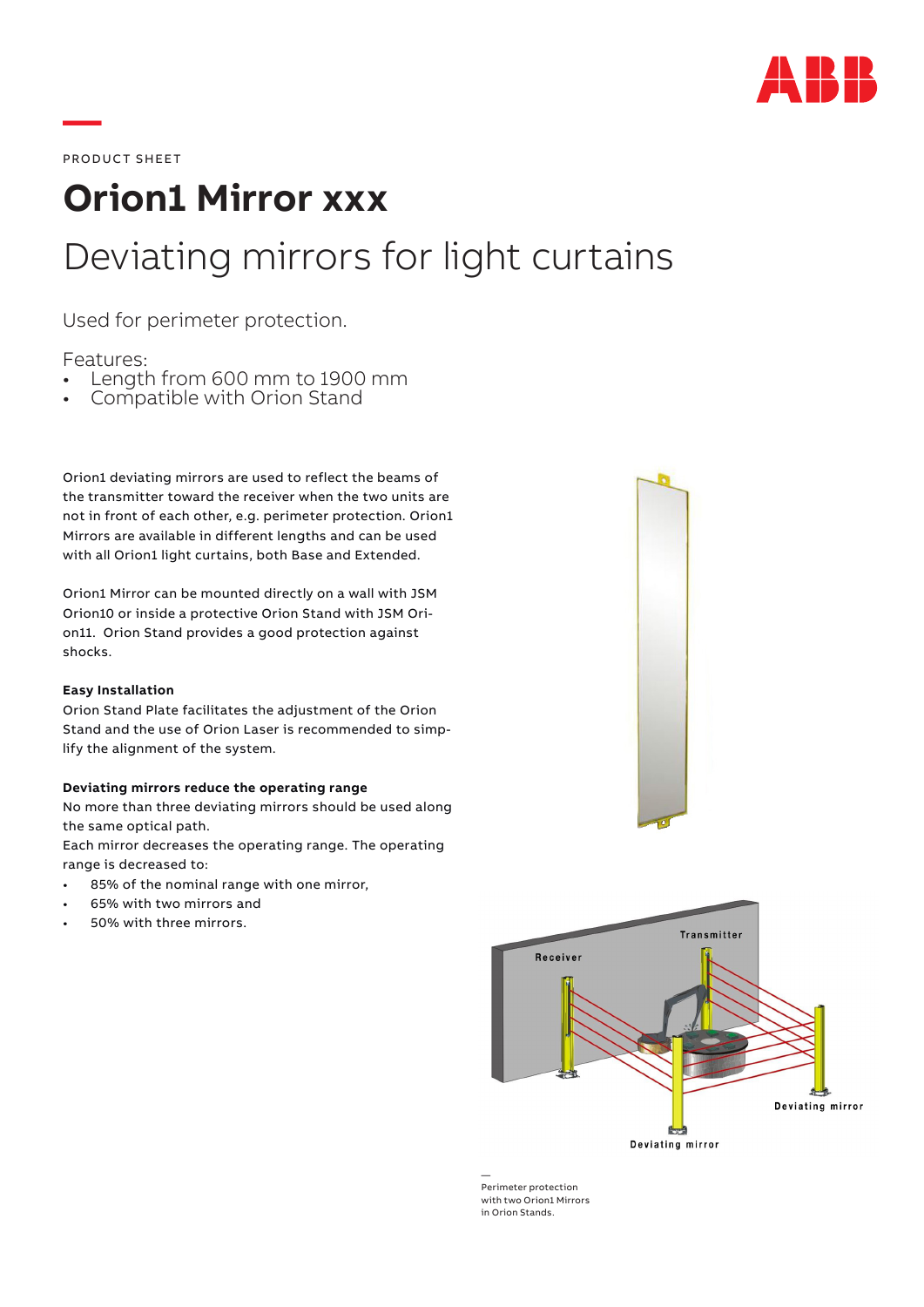PRODUCT SHEET

# Orion1 Mirror xxx

## Deviating mirrors for light curtains

Used for perimeter protection.

Features:
- Length from 600 mm to 1900 mm
- Compatible with Orion Stand

Orion1 deviating mirrors are used to reflect the beams of the transmitter toward the receiver when the two units are not in front of each other, e.g. perimeter protection. Orion1 Mirrors are available in different lengths and can be used with all Orion1 light curtains, both Base and Extended.

Orion1 Mirror can be mounted directly on a wall with JSM Orion10 or inside a protective Orion Stand with JSM Orion11. Orion Stand provides a good protection against shocks.

**Easy Installation**
Orion Stand Plate facilitates the adjustment of the Orion Stand and the use of Orion Laser is recommended to simplify the alignment of the system.

**Deviating mirrors reduce the operating range**
No more than three deviating mirrors should be used along the same optical path.
Each mirror decreases the operating range. The operating range is decreased to:
- 85% of the nominal range with one mirror,
- 65% with two mirrors and
- 50% with three mirrors.

Perimeter protection with two Orion1 Mirrors in Orion Stands.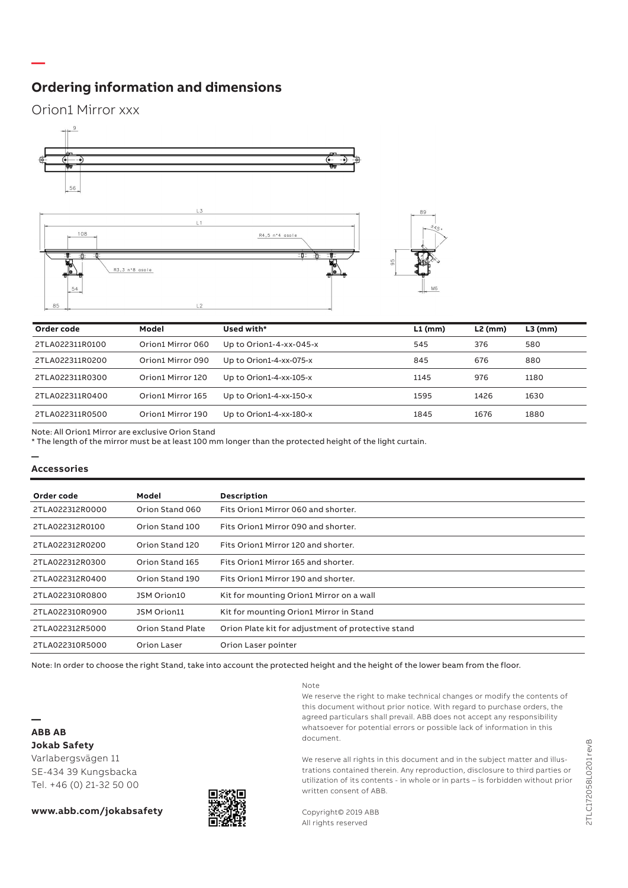## Ordering information and dimensions

Orion1 Mirror xxx

9
56
L3
L1
108
R4,5 n°4 asole
R3,3 n°8 asole
54
85
L2
89
±45°
95
M6

| Order code | Model | Used with* | L1 (mm) | L2 (mm) | L3 (mm) |
|---|---|---|---|---|---|
| 2TLA022311R0100 | Orion1 Mirror 060 | Up to Orion1-4-xx-045-x | 545 | 376 | 580 |
| 2TLA022311R0200 | Orion1 Mirror 090 | Up to Orion1-4-xx-075-x | 845 | 676 | 880 |
| 2TLA022311R0300 | Orion1 Mirror 120 | Up to Orion1-4-xx-105-x | 1145 | 976 | 1180 |
| 2TLA022311R0400 | Orion1 Mirror 165 | Up to Orion1-4-xx-150-x | 1595 | 1426 | 1630 |
| 2TLA022311R0500 | Orion1 Mirror 190 | Up to Orion1-4-xx-180-x | 1845 | 1676 | 1880 |

Note: All Orion1 Mirror are exclusive Orion Stand

* The length of the mirror must be at least 100 mm longer than the protected height of the light curtain.

### Accessories

| Order code | Model | Description |
|---|---|---|
| 2TLA022312R0000 | Orion Stand 060 | Fits Orion1 Mirror 060 and shorter. |
| 2TLA022312R0100 | Orion Stand 100 | Fits Orion1 Mirror 090 and shorter. |
| 2TLA022312R0200 | Orion Stand 120 | Fits Orion1 Mirror 120 and shorter. |
| 2TLA022312R0300 | Orion Stand 165 | Fits Orion1 Mirror 165 and shorter. |
| 2TLA022312R0400 | Orion Stand 190 | Fits Orion1 Mirror 190 and shorter. |
| 2TLA022310R0800 | JSM Orion10 | Kit for mounting Orion1 Mirror on a wall |
| 2TLA022310R0900 | JSM Orion11 | Kit for mounting Orion1 Mirror in Stand |
| 2TLA022312R5000 | Orion Stand Plate | Orion Plate kit for adjustment of protective stand |
| 2TLA022310R5000 | Orion Laser | Orion Laser pointer |

Note: In order to choose the right Stand, take into account the protected height and the height of the lower beam from the floor.

**ABB AB**
**Jokab Safety**
Varlabergsvägen 11
SE-434 39 Kungsbacka
Tel. +46 (0) 21-32 50 00

**www.abb.com/jokabsafety**

Note

We reserve the right to make technical changes or modify the contents of this document without prior notice. With regard to purchase orders, the agreed particulars shall prevail. ABB does not accept any responsibility whatsoever for potential errors or possible lack of information in this document.

We reserve all rights in this document and in the subject matter and illustrations contained therein. Any reproduction, disclosure to third parties or utilization of its contents - in whole or in parts – is forbidden without prior written consent of ABB.

Copyright© 2019 ABB
All rights reserved

2TLC172058L0201 rev B